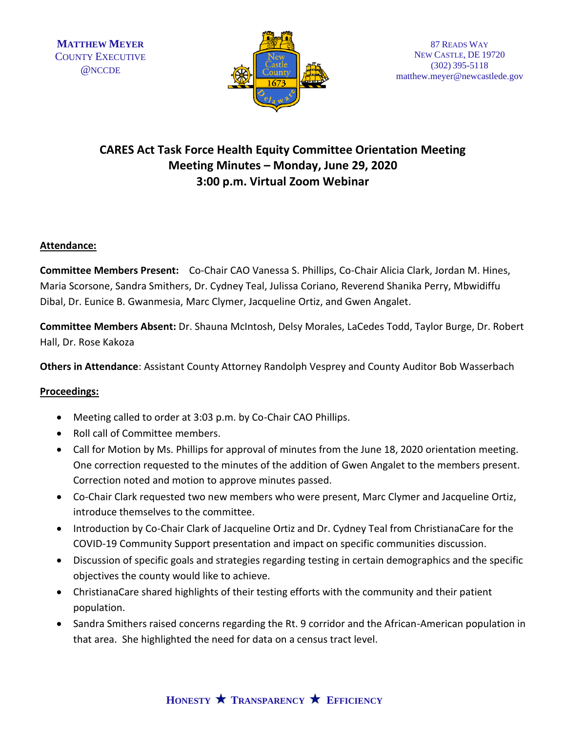**MATTHEW MEYER**
COUNTY EXECUTIVE
@NCCDE

87 READS WAY
NEW CASTLE, DE 19720
(302) 395-5118
matthew.meyer@newcastlede.gov

# CARES Act Task Force Health Equity Committee Orientation Meeting
## Meeting Minutes – Monday, June 29, 2020
## 3:00 p.m. Virtual Zoom Webinar

**Attendance:**

**Committee Members Present:** Co-Chair CAO Vanessa S. Phillips, Co-Chair Alicia Clark, Jordan M. Hines, Maria Scorsone, Sandra Smithers, Dr. Cydney Teal, Julissa Coriano, Reverend Shanika Perry, Mbwidiffu Dibal, Dr. Eunice B. Gwanmesia, Marc Clymer, Jacqueline Ortiz, and Gwen Angalet.

**Committee Members Absent:** Dr. Shauna McIntosh, Delsy Morales, LaCedes Todd, Taylor Burge, Dr. Robert Hall, Dr. Rose Kakoza

**Others in Attendance**: Assistant County Attorney Randolph Vesprey and County Auditor Bob Wasserbach

**Proceedings:**

- Meeting called to order at 3:03 p.m. by Co-Chair CAO Phillips.
- Roll call of Committee members.
- Call for Motion by Ms. Phillips for approval of minutes from the June 18, 2020 orientation meeting. One correction requested to the minutes of the addition of Gwen Angalet to the members present. Correction noted and motion to approve minutes passed.
- Co-Chair Clark requested two new members who were present, Marc Clymer and Jacqueline Ortiz, introduce themselves to the committee.
- Introduction by Co-Chair Clark of Jacqueline Ortiz and Dr. Cydney Teal from ChristianaCare for the COVID-19 Community Support presentation and impact on specific communities discussion.
- Discussion of specific goals and strategies regarding testing in certain demographics and the specific objectives the county would like to achieve.
- ChristianaCare shared highlights of their testing efforts with the community and their patient population.
- Sandra Smithers raised concerns regarding the Rt. 9 corridor and the African-American population in that area. She highlighted the need for data on a census tract level.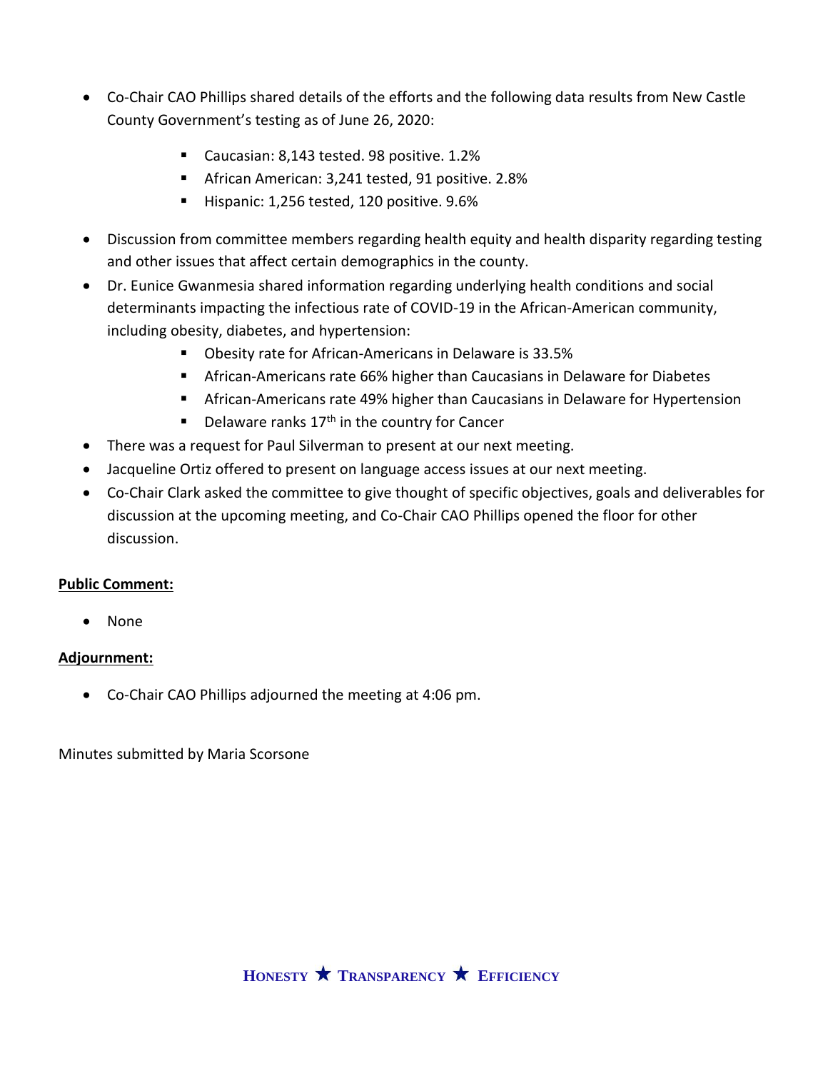- Co-Chair CAO Phillips shared details of the efforts and the following data results from New Castle County Government's testing as of June 26, 2020:
  - Caucasian: 8,143 tested. 98 positive. 1.2%
  - African American: 3,241 tested, 91 positive. 2.8%
  - Hispanic: 1,256 tested, 120 positive. 9.6%
- Discussion from committee members regarding health equity and health disparity regarding testing and other issues that affect certain demographics in the county.
- Dr. Eunice Gwanmesia shared information regarding underlying health conditions and social determinants impacting the infectious rate of COVID-19 in the African-American community, including obesity, diabetes, and hypertension:
  - Obesity rate for African-Americans in Delaware is 33.5%
  - African-Americans rate 66% higher than Caucasians in Delaware for Diabetes
  - African-Americans rate 49% higher than Caucasians in Delaware for Hypertension
  - Delaware ranks 17th in the country for Cancer
- There was a request for Paul Silverman to present at our next meeting.
- Jacqueline Ortiz offered to present on language access issues at our next meeting.
- Co-Chair Clark asked the committee to give thought of specific objectives, goals and deliverables for discussion at the upcoming meeting, and Co-Chair CAO Phillips opened the floor for other discussion.

**Public Comment:**

- None

**Adjournment:**

- Co-Chair CAO Phillips adjourned the meeting at 4:06 pm.

Minutes submitted by Maria Scorsone

**HONESTY ★ TRANSPARENCY ★ EFFICIENCY**